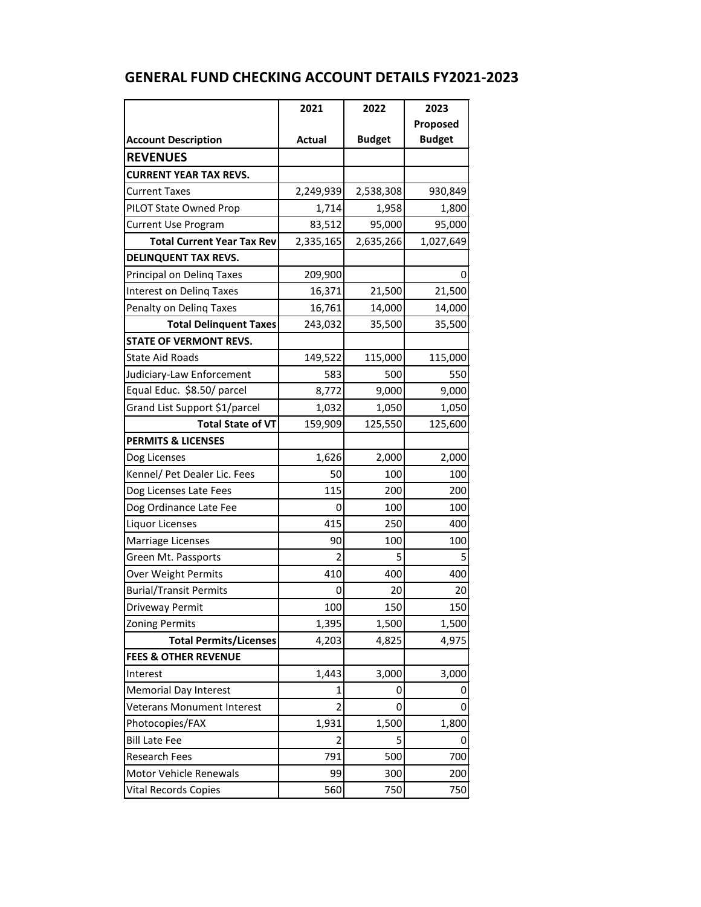# GENERAL FUND CHECKING ACCOUNT DETAILS FY2021-2023

| Account Description | 2021 Actual | 2022 Budget | 2023 Proposed Budget |
|---|---|---|---|
| **REVENUES** | | | |
| **CURRENT YEAR TAX REVS.** | | | |
| Current Taxes | 2,249,939 | 2,538,308 | 930,849 |
| PILOT State Owned Prop | 1,714 | 1,958 | 1,800 |
| Current Use Program | 83,512 | 95,000 | 95,000 |
| **Total Current Year Tax Rev** | 2,335,165 | 2,635,266 | 1,027,649 |
| **DELINQUENT TAX REVS.** | | | |
| Principal on Delinq Taxes | 209,900 | | 0 |
| Interest on Delinq Taxes | 16,371 | 21,500 | 21,500 |
| Penalty on Delinq Taxes | 16,761 | 14,000 | 14,000 |
| **Total Delinquent Taxes** | 243,032 | 35,500 | 35,500 |
| **STATE OF VERMONT REVS.** | | | |
| State Aid Roads | 149,522 | 115,000 | 115,000 |
| Judiciary-Law Enforcement | 583 | 500 | 550 |
| Equal Educ. $8.50/ parcel | 8,772 | 9,000 | 9,000 |
| Grand List Support $1/parcel | 1,032 | 1,050 | 1,050 |
| **Total State of VT** | 159,909 | 125,550 | 125,600 |
| **PERMITS & LICENSES** | | | |
| Dog Licenses | 1,626 | 2,000 | 2,000 |
| Kennel/ Pet Dealer Lic. Fees | 50 | 100 | 100 |
| Dog Licenses Late Fees | 115 | 200 | 200 |
| Dog Ordinance Late Fee | 0 | 100 | 100 |
| Liquor Licenses | 415 | 250 | 400 |
| Marriage Licenses | 90 | 100 | 100 |
| Green Mt. Passports | 2 | 5 | 5 |
| Over Weight Permits | 410 | 400 | 400 |
| Burial/Transit Permits | 0 | 20 | 20 |
| Driveway Permit | 100 | 150 | 150 |
| Zoning Permits | 1,395 | 1,500 | 1,500 |
| **Total Permits/Licenses** | 4,203 | 4,825 | 4,975 |
| **FEES & OTHER REVENUE** | | | |
| Interest | 1,443 | 3,000 | 3,000 |
| Memorial Day Interest | 1 | 0 | 0 |
| Veterans Monument Interest | 2 | 0 | 0 |
| Photocopies/FAX | 1,931 | 1,500 | 1,800 |
| Bill Late Fee | 2 | 5 | 0 |
| Research Fees | 791 | 500 | 700 |
| Motor Vehicle Renewals | 99 | 300 | 200 |
| Vital Records Copies | 560 | 750 | 750 |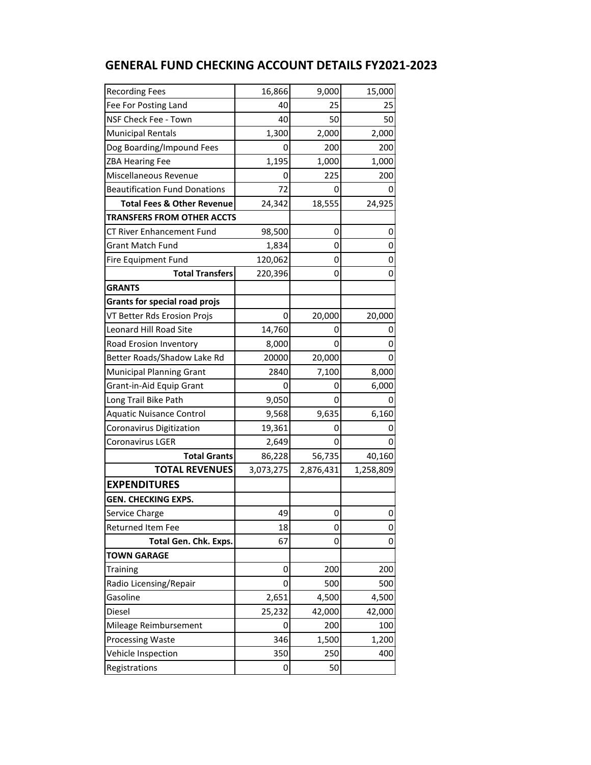# GENERAL FUND CHECKING ACCOUNT DETAILS FY2021-2023

| | | | |
|---|---|---|---|
| Recording Fees | 16,866 | 9,000 | 15,000 |
| Fee For Posting Land | 40 | 25 | 25 |
| NSF Check Fee - Town | 40 | 50 | 50 |
| Municipal Rentals | 1,300 | 2,000 | 2,000 |
| Dog Boarding/Impound Fees | 0 | 200 | 200 |
| ZBA Hearing Fee | 1,195 | 1,000 | 1,000 |
| Miscellaneous Revenue | 0 | 225 | 200 |
| Beautification Fund Donations | 72 | 0 | 0 |
| **Total Fees & Other Revenue** | 24,342 | 18,555 | 24,925 |
| **TRANSFERS FROM OTHER ACCTS** | | | |
| CT River Enhancement Fund | 98,500 | 0 | 0 |
| Grant Match Fund | 1,834 | 0 | 0 |
| Fire Equipment Fund | 120,062 | 0 | 0 |
| **Total Transfers** | 220,396 | 0 | 0 |
| **GRANTS** | | | |
| **Grants for special road projs** | | | |
| VT Better Rds Erosion Projs | 0 | 20,000 | 20,000 |
| Leonard Hill Road Site | 14,760 | 0 | 0 |
| Road Erosion Inventory | 8,000 | 0 | 0 |
| Better Roads/Shadow Lake Rd | 20000 | 20,000 | 0 |
| Municipal Planning Grant | 2840 | 7,100 | 8,000 |
| Grant-in-Aid Equip Grant | 0 | 0 | 6,000 |
| Long Trail Bike Path | 9,050 | 0 | 0 |
| Aquatic Nuisance Control | 9,568 | 9,635 | 6,160 |
| Coronavirus Digitization | 19,361 | 0 | 0 |
| Coronavirus LGER | 2,649 | 0 | 0 |
| **Total Grants** | 86,228 | 56,735 | 40,160 |
| **TOTAL REVENUES** | 3,073,275 | 2,876,431 | 1,258,809 |
| **EXPENDITURES** | | | |
| **GEN. CHECKING EXPS.** | | | |
| Service Charge | 49 | 0 | 0 |
| Returned Item Fee | 18 | 0 | 0 |
| **Total Gen. Chk. Exps.** | 67 | 0 | 0 |
| **TOWN GARAGE** | | | |
| Training | 0 | 200 | 200 |
| Radio Licensing/Repair | 0 | 500 | 500 |
| Gasoline | 2,651 | 4,500 | 4,500 |
| Diesel | 25,232 | 42,000 | 42,000 |
| Mileage Reimbursement | 0 | 200 | 100 |
| Processing Waste | 346 | 1,500 | 1,200 |
| Vehicle Inspection | 350 | 250 | 400 |
| Registrations | 0 | 50 | |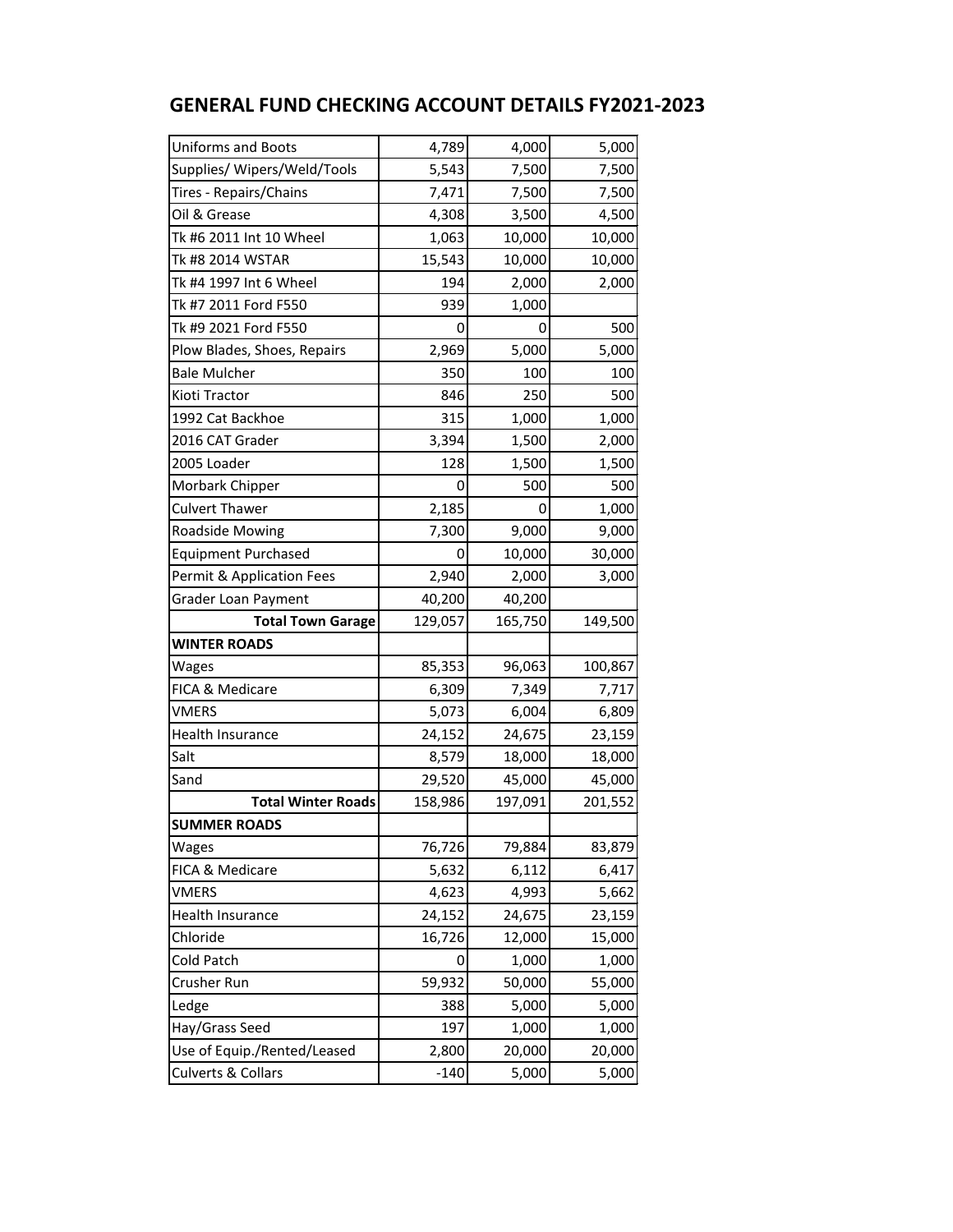# GENERAL FUND CHECKING ACCOUNT DETAILS FY2021-2023

| | | | |
|---|---|---|---|
| Uniforms and Boots | 4,789 | 4,000 | 5,000 |
| Supplies/ Wipers/Weld/Tools | 5,543 | 7,500 | 7,500 |
| Tires - Repairs/Chains | 7,471 | 7,500 | 7,500 |
| Oil & Grease | 4,308 | 3,500 | 4,500 |
| Tk #6 2011 Int 10 Wheel | 1,063 | 10,000 | 10,000 |
| Tk #8 2014 WSTAR | 15,543 | 10,000 | 10,000 |
| Tk #4 1997 Int 6 Wheel | 194 | 2,000 | 2,000 |
| Tk #7 2011 Ford F550 | 939 | 1,000 | |
| Tk #9 2021 Ford F550 | 0 | 0 | 500 |
| Plow Blades, Shoes, Repairs | 2,969 | 5,000 | 5,000 |
| Bale Mulcher | 350 | 100 | 100 |
| Kioti Tractor | 846 | 250 | 500 |
| 1992 Cat Backhoe | 315 | 1,000 | 1,000 |
| 2016 CAT Grader | 3,394 | 1,500 | 2,000 |
| 2005 Loader | 128 | 1,500 | 1,500 |
| Morbark Chipper | 0 | 500 | 500 |
| Culvert Thawer | 2,185 | 0 | 1,000 |
| Roadside Mowing | 7,300 | 9,000 | 9,000 |
| Equipment Purchased | 0 | 10,000 | 30,000 |
| Permit & Application Fees | 2,940 | 2,000 | 3,000 |
| Grader Loan Payment | 40,200 | 40,200 | |
| **Total Town Garage** | 129,057 | 165,750 | 149,500 |
| **WINTER ROADS** | | | |
| Wages | 85,353 | 96,063 | 100,867 |
| FICA & Medicare | 6,309 | 7,349 | 7,717 |
| VMERS | 5,073 | 6,004 | 6,809 |
| Health Insurance | 24,152 | 24,675 | 23,159 |
| Salt | 8,579 | 18,000 | 18,000 |
| Sand | 29,520 | 45,000 | 45,000 |
| **Total Winter Roads** | 158,986 | 197,091 | 201,552 |
| **SUMMER ROADS** | | | |
| Wages | 76,726 | 79,884 | 83,879 |
| FICA & Medicare | 5,632 | 6,112 | 6,417 |
| VMERS | 4,623 | 4,993 | 5,662 |
| Health Insurance | 24,152 | 24,675 | 23,159 |
| Chloride | 16,726 | 12,000 | 15,000 |
| Cold Patch | 0 | 1,000 | 1,000 |
| Crusher Run | 59,932 | 50,000 | 55,000 |
| Ledge | 388 | 5,000 | 5,000 |
| Hay/Grass Seed | 197 | 1,000 | 1,000 |
| Use of Equip./Rented/Leased | 2,800 | 20,000 | 20,000 |
| Culverts & Collars | -140 | 5,000 | 5,000 |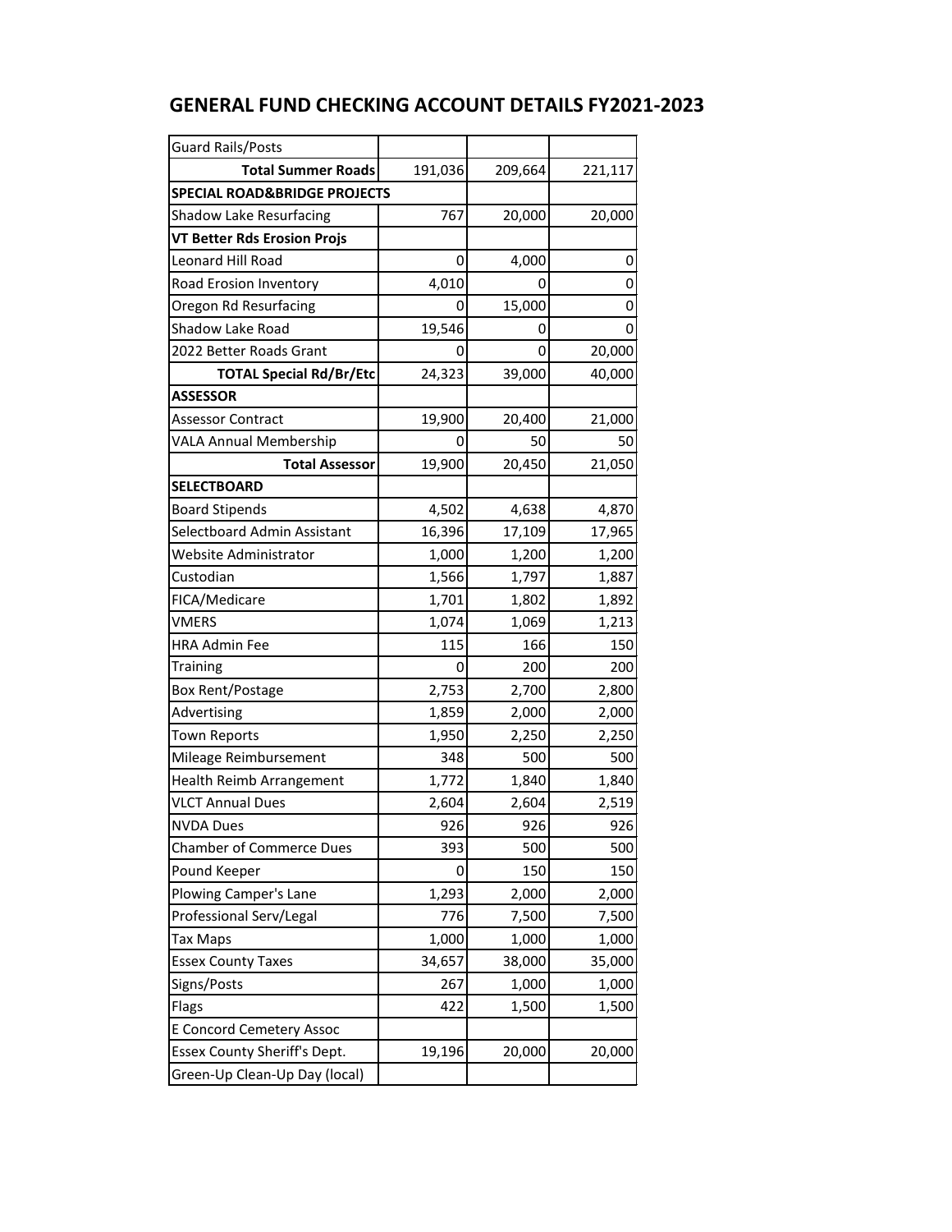## GENERAL FUND CHECKING ACCOUNT DETAILS FY2021-2023

| | | | |
|---|---|---|---|
| Guard Rails/Posts | | | |
| **Total Summer Roads** | 191,036 | 209,664 | 221,117 |
| **SPECIAL ROAD&BRIDGE PROJECTS** | | | |
| Shadow Lake Resurfacing | 767 | 20,000 | 20,000 |
| **VT Better Rds Erosion Projs** | | | |
| Leonard Hill Road | 0 | 4,000 | 0 |
| Road Erosion Inventory | 4,010 | 0 | 0 |
| Oregon Rd Resurfacing | 0 | 15,000 | 0 |
| Shadow Lake Road | 19,546 | 0 | 0 |
| 2022 Better Roads Grant | 0 | 0 | 20,000 |
| **TOTAL Special Rd/Br/Etc** | 24,323 | 39,000 | 40,000 |
| **ASSESSOR** | | | |
| Assessor Contract | 19,900 | 20,400 | 21,000 |
| VALA Annual Membership | 0 | 50 | 50 |
| **Total Assessor** | 19,900 | 20,450 | 21,050 |
| **SELECTBOARD** | | | |
| Board Stipends | 4,502 | 4,638 | 4,870 |
| Selectboard Admin Assistant | 16,396 | 17,109 | 17,965 |
| Website Administrator | 1,000 | 1,200 | 1,200 |
| Custodian | 1,566 | 1,797 | 1,887 |
| FICA/Medicare | 1,701 | 1,802 | 1,892 |
| VMERS | 1,074 | 1,069 | 1,213 |
| HRA Admin Fee | 115 | 166 | 150 |
| Training | 0 | 200 | 200 |
| Box Rent/Postage | 2,753 | 2,700 | 2,800 |
| Advertising | 1,859 | 2,000 | 2,000 |
| Town Reports | 1,950 | 2,250 | 2,250 |
| Mileage Reimbursement | 348 | 500 | 500 |
| Health Reimb Arrangement | 1,772 | 1,840 | 1,840 |
| VLCT Annual Dues | 2,604 | 2,604 | 2,519 |
| NVDA Dues | 926 | 926 | 926 |
| Chamber of Commerce Dues | 393 | 500 | 500 |
| Pound Keeper | 0 | 150 | 150 |
| Plowing Camper's Lane | 1,293 | 2,000 | 2,000 |
| Professional Serv/Legal | 776 | 7,500 | 7,500 |
| Tax Maps | 1,000 | 1,000 | 1,000 |
| Essex County Taxes | 34,657 | 38,000 | 35,000 |
| Signs/Posts | 267 | 1,000 | 1,000 |
| Flags | 422 | 1,500 | 1,500 |
| E Concord Cemetery Assoc | | | |
| Essex County Sheriff's Dept. | 19,196 | 20,000 | 20,000 |
| Green-Up Clean-Up Day (local) | | | |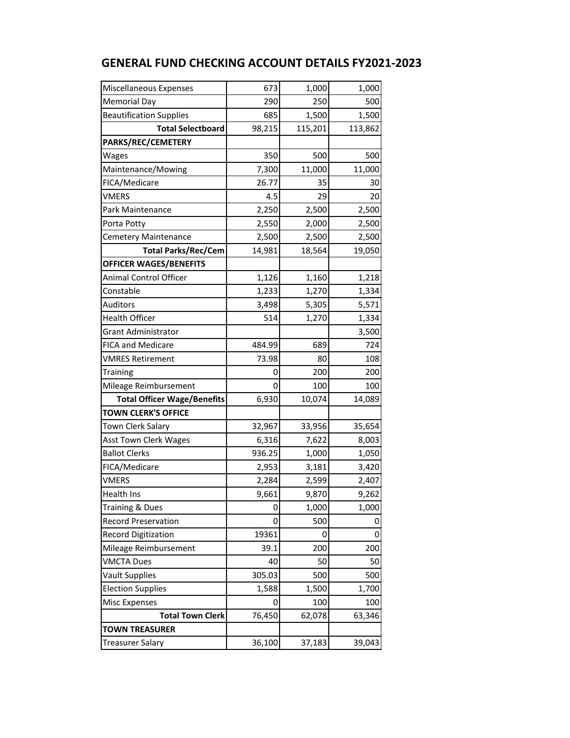## GENERAL FUND CHECKING ACCOUNT DETAILS FY2021-2023

| | | | |
|---|---|---|---|
| Miscellaneous Expenses | 673 | 1,000 | 1,000 |
| Memorial Day | 290 | 250 | 500 |
| Beautification Supplies | 685 | 1,500 | 1,500 |
| **Total Selectboard** | 98,215 | 115,201 | 113,862 |
| **PARKS/REC/CEMETERY** | | | |
| Wages | 350 | 500 | 500 |
| Maintenance/Mowing | 7,300 | 11,000 | 11,000 |
| FICA/Medicare | 26.77 | 35 | 30 |
| VMERS | 4.5 | 29 | 20 |
| Park Maintenance | 2,250 | 2,500 | 2,500 |
| Porta Potty | 2,550 | 2,000 | 2,500 |
| Cemetery Maintenance | 2,500 | 2,500 | 2,500 |
| **Total Parks/Rec/Cem** | 14,981 | 18,564 | 19,050 |
| **OFFICER WAGES/BENEFITS** | | | |
| Animal Control Officer | 1,126 | 1,160 | 1,218 |
| Constable | 1,233 | 1,270 | 1,334 |
| Auditors | 3,498 | 5,305 | 5,571 |
| Health Officer | 514 | 1,270 | 1,334 |
| Grant Administrator | | | 3,500 |
| FICA and Medicare | 484.99 | 689 | 724 |
| VMRES Retirement | 73.98 | 80 | 108 |
| Training | 0 | 200 | 200 |
| Mileage Reimbursement | 0 | 100 | 100 |
| **Total Officer Wage/Benefits** | 6,930 | 10,074 | 14,089 |
| **TOWN CLERK'S OFFICE** | | | |
| Town Clerk Salary | 32,967 | 33,956 | 35,654 |
| Asst Town Clerk Wages | 6,316 | 7,622 | 8,003 |
| Ballot Clerks | 936.25 | 1,000 | 1,050 |
| FICA/Medicare | 2,953 | 3,181 | 3,420 |
| VMERS | 2,284 | 2,599 | 2,407 |
| Health Ins | 9,661 | 9,870 | 9,262 |
| Training & Dues | 0 | 1,000 | 1,000 |
| Record Preservation | 0 | 500 | 0 |
| Record Digitization | 19361 | 0 | 0 |
| Mileage Reimbursement | 39.1 | 200 | 200 |
| VMCTA Dues | 40 | 50 | 50 |
| Vault Supplies | 305.03 | 500 | 500 |
| Election Supplies | 1,588 | 1,500 | 1,700 |
| Misc Expenses | 0 | 100 | 100 |
| **Total Town Clerk** | 76,450 | 62,078 | 63,346 |
| **TOWN TREASURER** | | | |
| Treasurer Salary | 36,100 | 37,183 | 39,043 |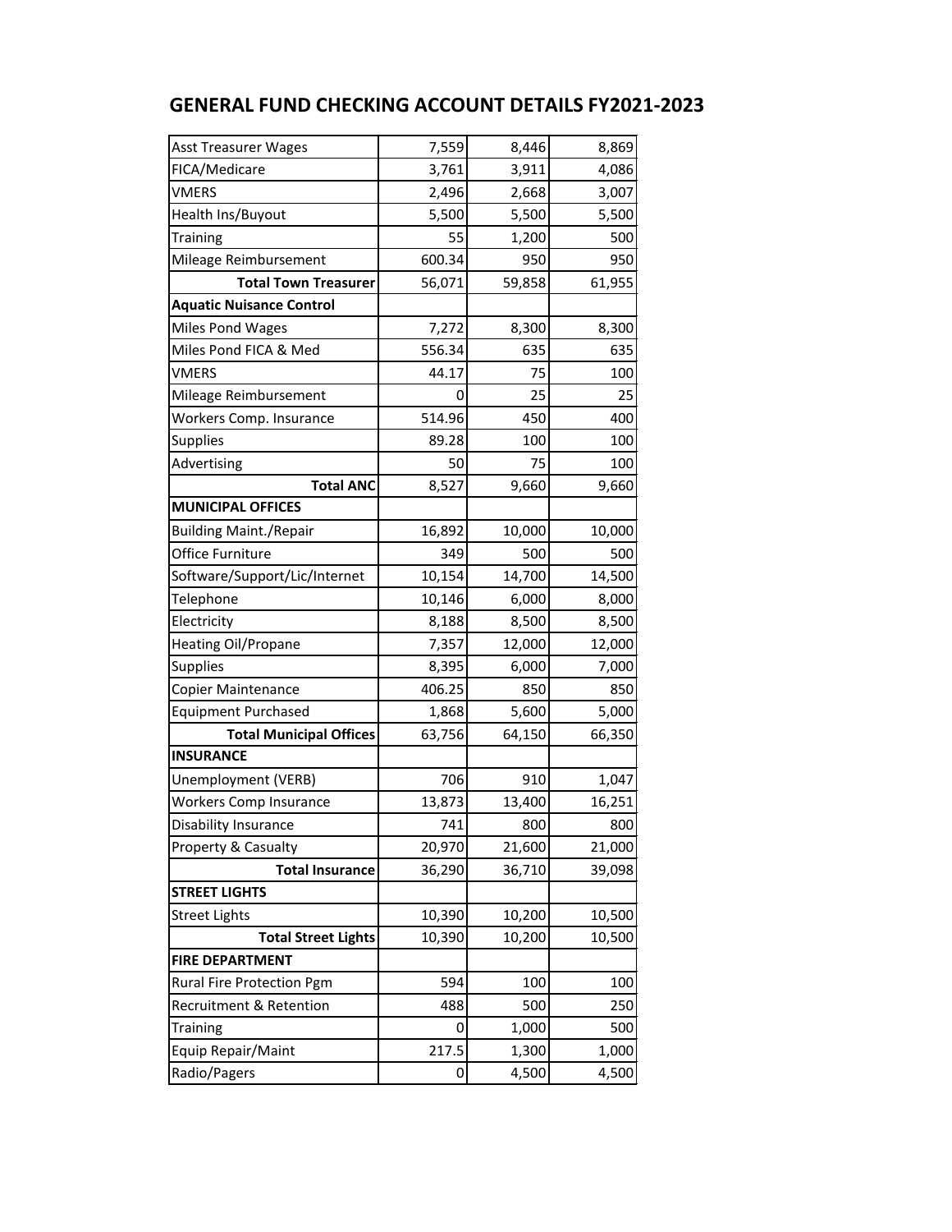# GENERAL FUND CHECKING ACCOUNT DETAILS FY2021-2023

| | | | |
|---|---|---|---|
| Asst Treasurer Wages | 7,559 | 8,446 | 8,869 |
| FICA/Medicare | 3,761 | 3,911 | 4,086 |
| VMERS | 2,496 | 2,668 | 3,007 |
| Health Ins/Buyout | 5,500 | 5,500 | 5,500 |
| Training | 55 | 1,200 | 500 |
| Mileage Reimbursement | 600.34 | 950 | 950 |
| **Total Town Treasurer** | 56,071 | 59,858 | 61,955 |
| **Aquatic Nuisance Control** | | | |
| Miles Pond Wages | 7,272 | 8,300 | 8,300 |
| Miles Pond FICA & Med | 556.34 | 635 | 635 |
| VMERS | 44.17 | 75 | 100 |
| Mileage Reimbursement | 0 | 25 | 25 |
| Workers Comp. Insurance | 514.96 | 450 | 400 |
| Supplies | 89.28 | 100 | 100 |
| Advertising | 50 | 75 | 100 |
| **Total ANC** | 8,527 | 9,660 | 9,660 |
| **MUNICIPAL OFFICES** | | | |
| Building Maint./Repair | 16,892 | 10,000 | 10,000 |
| Office Furniture | 349 | 500 | 500 |
| Software/Support/Lic/Internet | 10,154 | 14,700 | 14,500 |
| Telephone | 10,146 | 6,000 | 8,000 |
| Electricity | 8,188 | 8,500 | 8,500 |
| Heating Oil/Propane | 7,357 | 12,000 | 12,000 |
| Supplies | 8,395 | 6,000 | 7,000 |
| Copier Maintenance | 406.25 | 850 | 850 |
| Equipment Purchased | 1,868 | 5,600 | 5,000 |
| **Total Municipal Offices** | 63,756 | 64,150 | 66,350 |
| **INSURANCE** | | | |
| Unemployment (VERB) | 706 | 910 | 1,047 |
| Workers Comp Insurance | 13,873 | 13,400 | 16,251 |
| Disability Insurance | 741 | 800 | 800 |
| Property & Casualty | 20,970 | 21,600 | 21,000 |
| **Total Insurance** | 36,290 | 36,710 | 39,098 |
| **STREET LIGHTS** | | | |
| Street Lights | 10,390 | 10,200 | 10,500 |
| **Total Street Lights** | 10,390 | 10,200 | 10,500 |
| **FIRE DEPARTMENT** | | | |
| Rural Fire Protection Pgm | 594 | 100 | 100 |
| Recruitment & Retention | 488 | 500 | 250 |
| Training | 0 | 1,000 | 500 |
| Equip Repair/Maint | 217.5 | 1,300 | 1,000 |
| Radio/Pagers | 0 | 4,500 | 4,500 |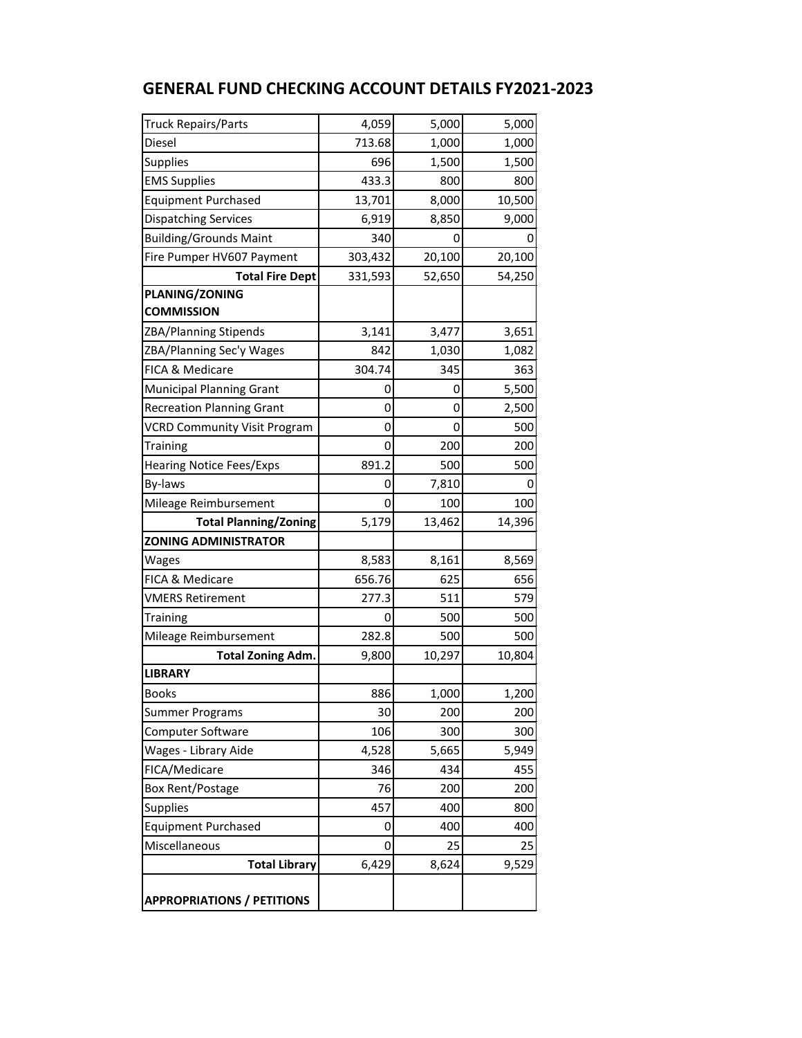# GENERAL FUND CHECKING ACCOUNT DETAILS FY2021-2023

| | | | |
|---|---|---|---|
| Truck Repairs/Parts | 4,059 | 5,000 | 5,000 |
| Diesel | 713.68 | 1,000 | 1,000 |
| Supplies | 696 | 1,500 | 1,500 |
| EMS Supplies | 433.3 | 800 | 800 |
| Equipment Purchased | 13,701 | 8,000 | 10,500 |
| Dispatching Services | 6,919 | 8,850 | 9,000 |
| Building/Grounds Maint | 340 | 0 | 0 |
| Fire Pumper HV607 Payment | 303,432 | 20,100 | 20,100 |
| **Total Fire Dept** | 331,593 | 52,650 | 54,250 |
| **PLANING/ZONING COMMISSION** | | | |
| ZBA/Planning Stipends | 3,141 | 3,477 | 3,651 |
| ZBA/Planning Sec'y Wages | 842 | 1,030 | 1,082 |
| FICA & Medicare | 304.74 | 345 | 363 |
| Municipal Planning Grant | 0 | 0 | 5,500 |
| Recreation Planning Grant | 0 | 0 | 2,500 |
| VCRD Community Visit Program | 0 | 0 | 500 |
| Training | 0 | 200 | 200 |
| Hearing Notice Fees/Exps | 891.2 | 500 | 500 |
| By-laws | 0 | 7,810 | 0 |
| Mileage Reimbursement | 0 | 100 | 100 |
| **Total Planning/Zoning** | 5,179 | 13,462 | 14,396 |
| **ZONING ADMINISTRATOR** | | | |
| Wages | 8,583 | 8,161 | 8,569 |
| FICA & Medicare | 656.76 | 625 | 656 |
| VMERS Retirement | 277.3 | 511 | 579 |
| Training | 0 | 500 | 500 |
| Mileage Reimbursement | 282.8 | 500 | 500 |
| **Total Zoning Adm.** | 9,800 | 10,297 | 10,804 |
| **LIBRARY** | | | |
| Books | 886 | 1,000 | 1,200 |
| Summer Programs | 30 | 200 | 200 |
| Computer Software | 106 | 300 | 300 |
| Wages - Library Aide | 4,528 | 5,665 | 5,949 |
| FICA/Medicare | 346 | 434 | 455 |
| Box Rent/Postage | 76 | 200 | 200 |
| Supplies | 457 | 400 | 800 |
| Equipment Purchased | 0 | 400 | 400 |
| Miscellaneous | 0 | 25 | 25 |
| **Total Library** | 6,429 | 8,624 | 9,529 |
| **APPROPRIATIONS / PETITIONS** | | | |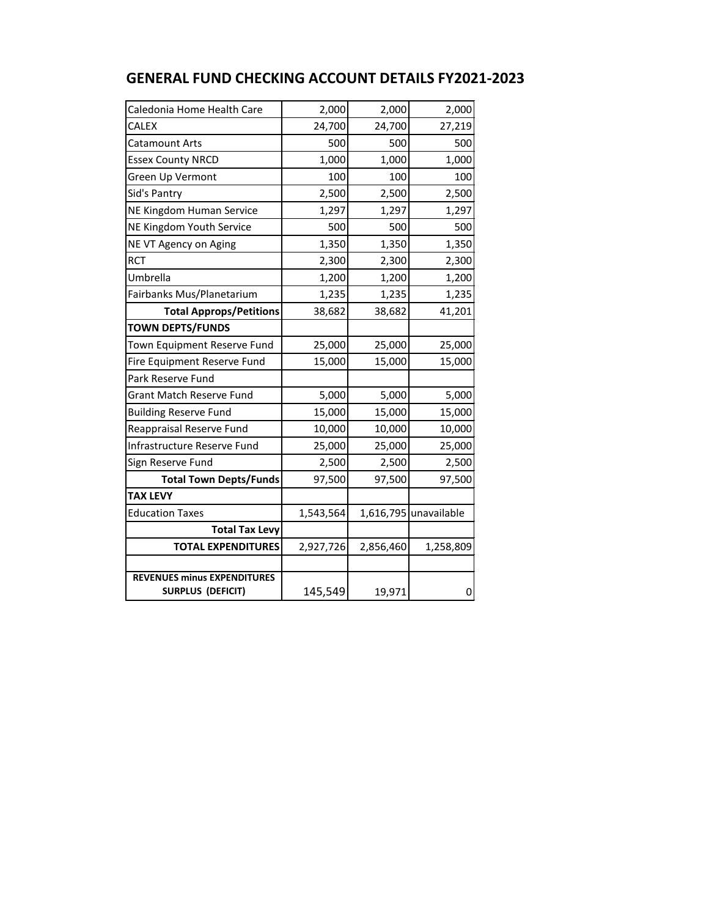# GENERAL FUND CHECKING ACCOUNT DETAILS FY2021-2023

| | | | |
|---|---|---|---|
| Caledonia Home Health Care | 2,000 | 2,000 | 2,000 |
| CALEX | 24,700 | 24,700 | 27,219 |
| Catamount Arts | 500 | 500 | 500 |
| Essex County NRCD | 1,000 | 1,000 | 1,000 |
| Green Up Vermont | 100 | 100 | 100 |
| Sid's Pantry | 2,500 | 2,500 | 2,500 |
| NE Kingdom Human Service | 1,297 | 1,297 | 1,297 |
| NE Kingdom Youth Service | 500 | 500 | 500 |
| NE VT Agency on Aging | 1,350 | 1,350 | 1,350 |
| RCT | 2,300 | 2,300 | 2,300 |
| Umbrella | 1,200 | 1,200 | 1,200 |
| Fairbanks Mus/Planetarium | 1,235 | 1,235 | 1,235 |
| **Total Approps/Petitions** | 38,682 | 38,682 | 41,201 |
| **TOWN DEPTS/FUNDS** | | | |
| Town Equipment Reserve Fund | 25,000 | 25,000 | 25,000 |
| Fire Equipment Reserve Fund | 15,000 | 15,000 | 15,000 |
| Park Reserve Fund | | | |
| Grant Match Reserve Fund | 5,000 | 5,000 | 5,000 |
| Building Reserve Fund | 15,000 | 15,000 | 15,000 |
| Reappraisal Reserve Fund | 10,000 | 10,000 | 10,000 |
| Infrastructure Reserve Fund | 25,000 | 25,000 | 25,000 |
| Sign Reserve Fund | 2,500 | 2,500 | 2,500 |
| **Total Town Depts/Funds** | 97,500 | 97,500 | 97,500 |
| **TAX LEVY** | | | |
| Education Taxes | 1,543,564 | 1,616,795 | unavailable |
| **Total Tax Levy** | | | |
| **TOTAL EXPENDITURES** | 2,927,726 | 2,856,460 | 1,258,809 |
| | | | |
| **REVENUES minus EXPENDITURES SURPLUS (DEFICIT)** | 145,549 | 19,971 | 0 |